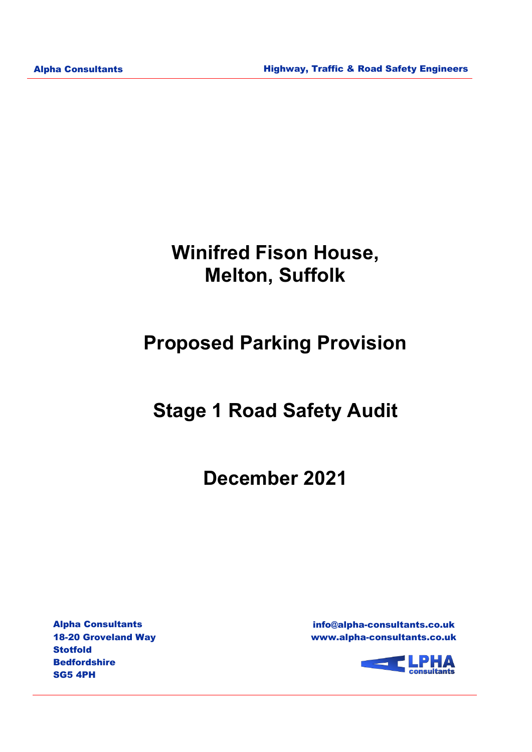# Winifred Fison House, Melton, Suffolk

# Proposed Parking Provision

# Stage 1 Road Safety Audit

# December 2021

**Alpha Consultants**
**18-20 Groveland Way**
**Stotfold**
**Bedfordshire**
**SG5 4PH**

**info@alpha-consultants.co.uk**
**www.alpha-consultants.co.uk**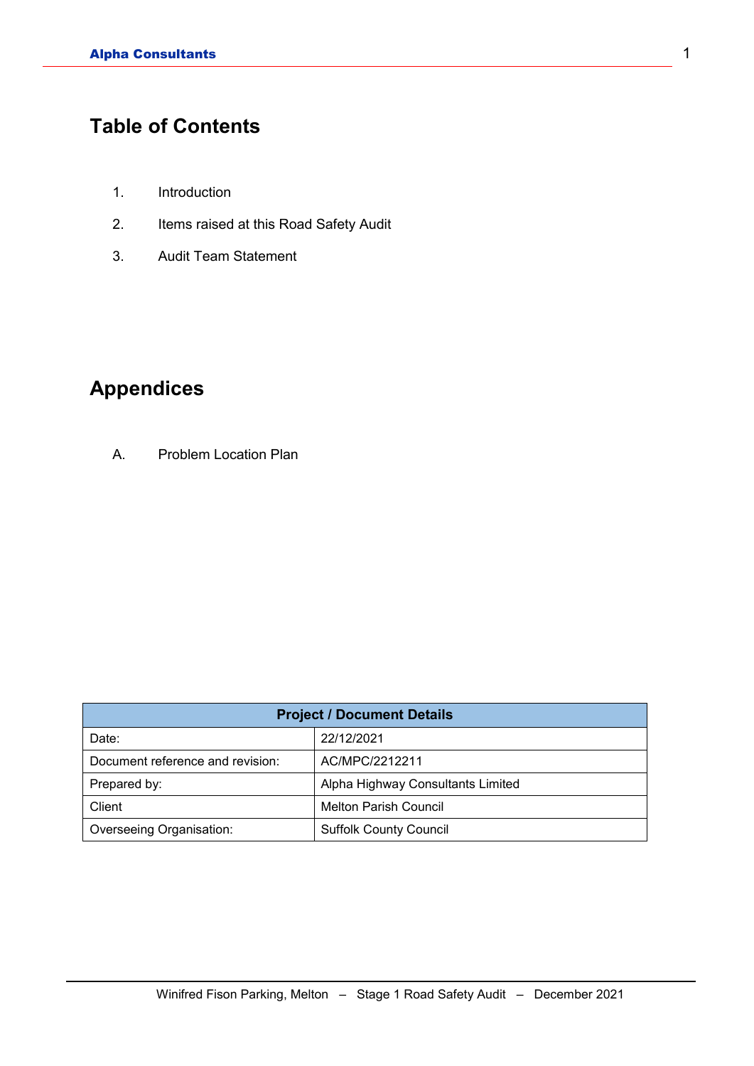## Table of Contents

1. Introduction
2. Items raised at this Road Safety Audit
3. Audit Team Statement

## Appendices

A. Problem Location Plan

| Project / Document Details | |
|---|---|
| Date: | 22/12/2021 |
| Document reference and revision: | AC/MPC/2212211 |
| Prepared by: | Alpha Highway Consultants Limited |
| Client | Melton Parish Council |
| Overseeing Organisation: | Suffolk County Council |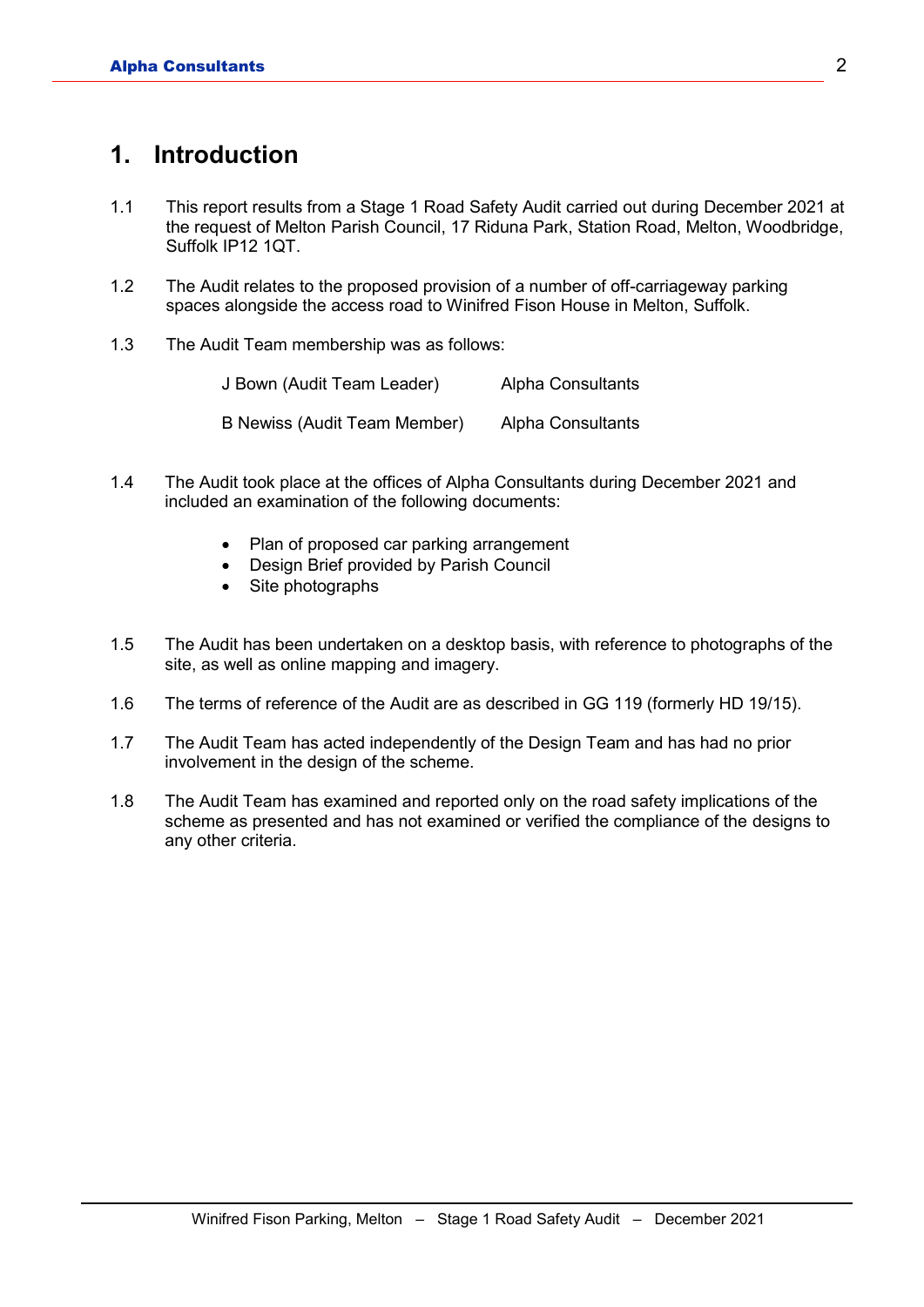# 1. Introduction

1.1 This report results from a Stage 1 Road Safety Audit carried out during December 2021 at the request of Melton Parish Council, 17 Riduna Park, Station Road, Melton, Woodbridge, Suffolk IP12 1QT.

1.2 The Audit relates to the proposed provision of a number of off-carriageway parking spaces alongside the access road to Winifred Fison House in Melton, Suffolk.

1.3 The Audit Team membership was as follows:

| | |
|---|---|
| J Bown (Audit Team Leader) | Alpha Consultants |
| B Newiss (Audit Team Member) | Alpha Consultants |

1.4 The Audit took place at the offices of Alpha Consultants during December 2021 and included an examination of the following documents:

- Plan of proposed car parking arrangement
- Design Brief provided by Parish Council
- Site photographs

1.5 The Audit has been undertaken on a desktop basis, with reference to photographs of the site, as well as online mapping and imagery.

1.6 The terms of reference of the Audit are as described in GG 119 (formerly HD 19/15).

1.7 The Audit Team has acted independently of the Design Team and has had no prior involvement in the design of the scheme.

1.8 The Audit Team has examined and reported only on the road safety implications of the scheme as presented and has not examined or verified the compliance of the designs to any other criteria.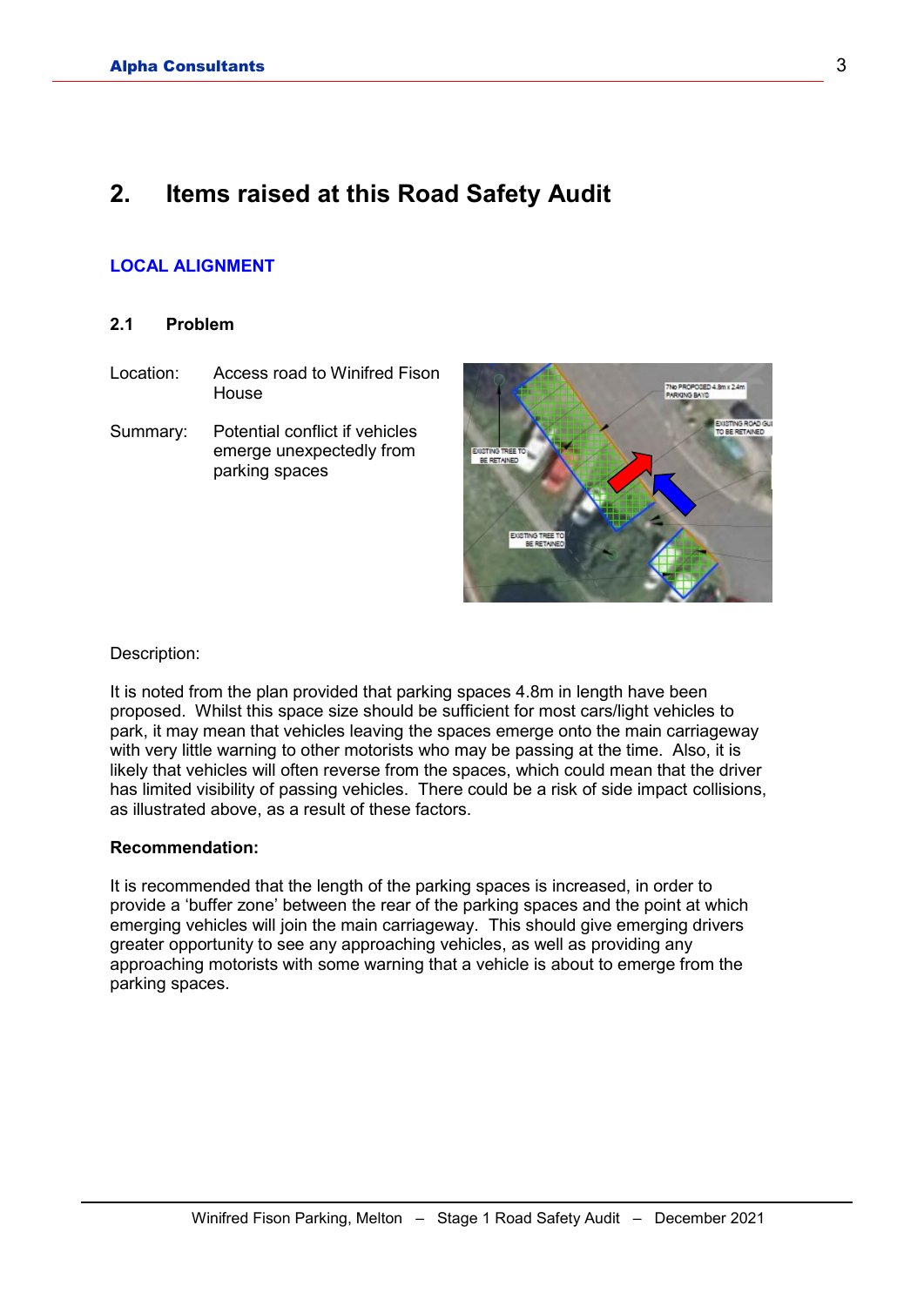# 2. Items raised at this Road Safety Audit

## LOCAL ALIGNMENT

### 2.1 Problem

Location: Access road to Winifred Fison House

Summary: Potential conflict if vehicles emerge unexpectedly from parking spaces

Description:

It is noted from the plan provided that parking spaces 4.8m in length have been proposed. Whilst this space size should be sufficient for most cars/light vehicles to park, it may mean that vehicles leaving the spaces emerge onto the main carriageway with very little warning to other motorists who may be passing at the time. Also, it is likely that vehicles will often reverse from the spaces, which could mean that the driver has limited visibility of passing vehicles. There could be a risk of side impact collisions, as illustrated above, as a result of these factors.

**Recommendation:**

It is recommended that the length of the parking spaces is increased, in order to provide a 'buffer zone' between the rear of the parking spaces and the point at which emerging vehicles will join the main carriageway. This should give emerging drivers greater opportunity to see any approaching vehicles, as well as providing any approaching motorists with some warning that a vehicle is about to emerge from the parking spaces.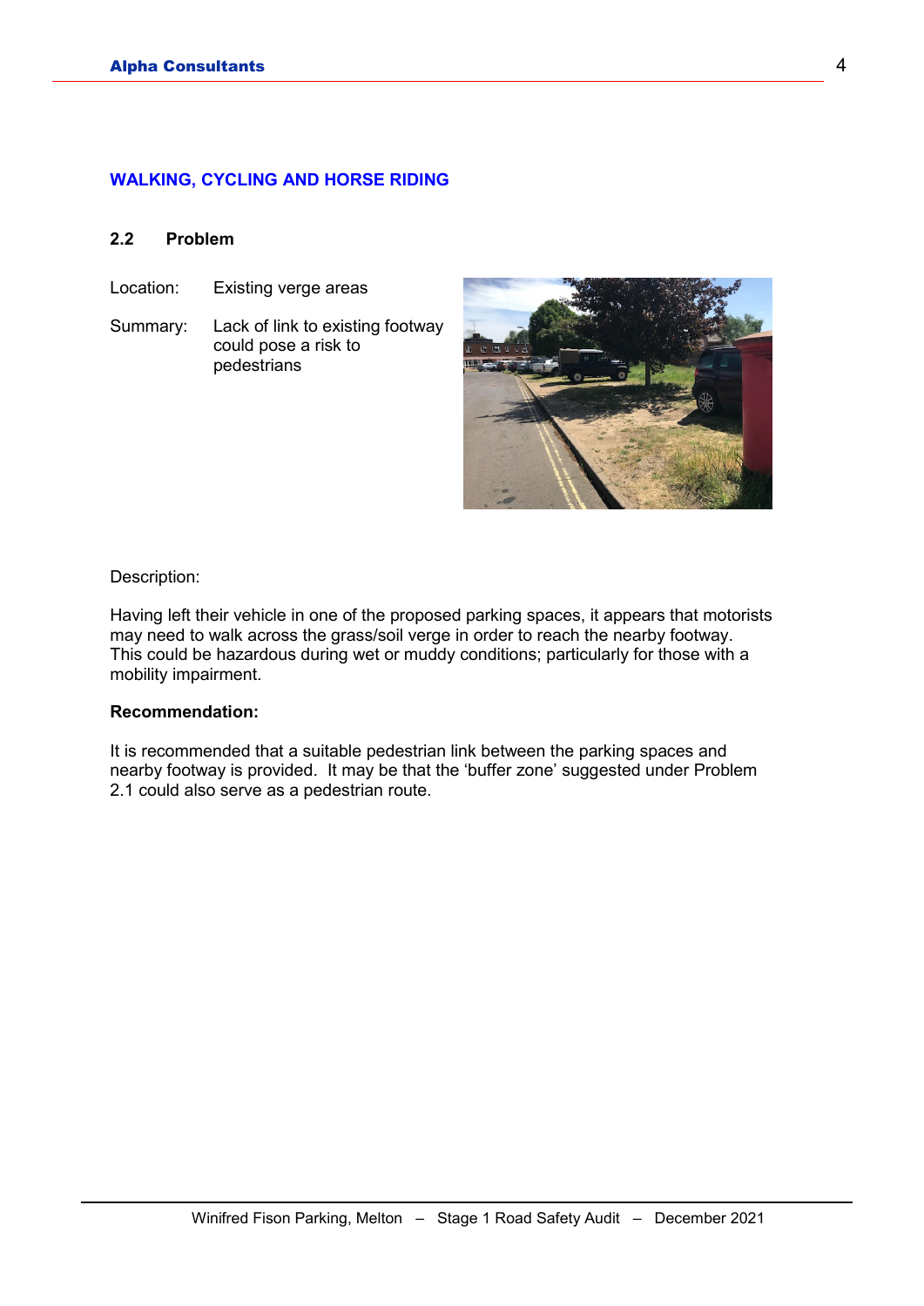## WALKING, CYCLING AND HORSE RIDING

### 2.2 Problem

Location: Existing verge areas

Summary: Lack of link to existing footway could pose a risk to pedestrians

Description:

Having left their vehicle in one of the proposed parking spaces, it appears that motorists may need to walk across the grass/soil verge in order to reach the nearby footway. This could be hazardous during wet or muddy conditions; particularly for those with a mobility impairment.

**Recommendation:**

It is recommended that a suitable pedestrian link between the parking spaces and nearby footway is provided. It may be that the 'buffer zone' suggested under Problem 2.1 could also serve as a pedestrian route.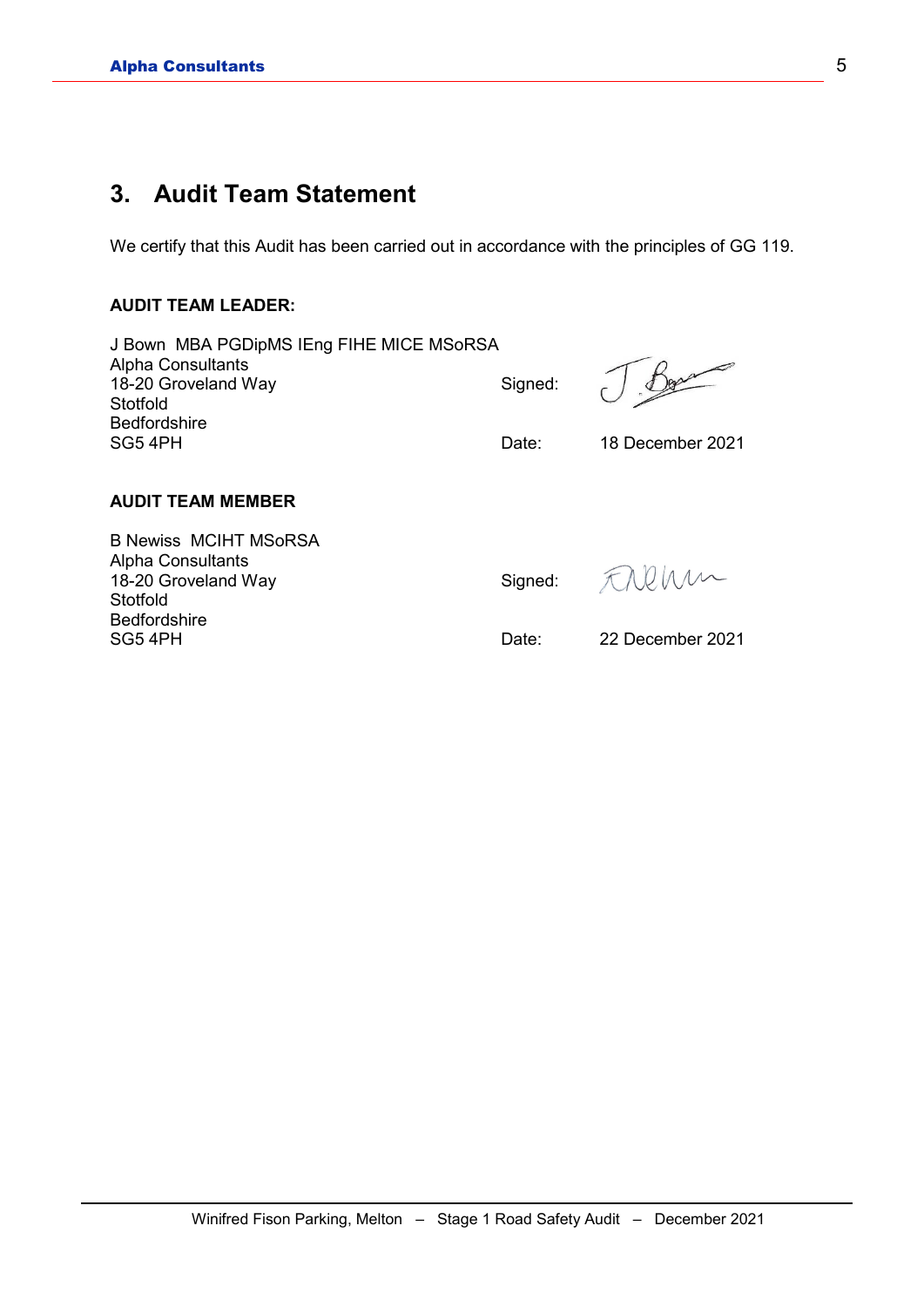## 3. Audit Team Statement

We certify that this Audit has been carried out in accordance with the principles of GG 119.

**AUDIT TEAM LEADER:**

J Bown MBA PGDipMS IEng FIHE MICE MSoRSA
Alpha Consultants
18-20 Groveland Way
Stotfold
Bedfordshire
SG5 4PH

Signed:

Date: 18 December 2021

**AUDIT TEAM MEMBER**

B Newiss MCIHT MSoRSA
Alpha Consultants
18-20 Groveland Way
Stotfold
Bedfordshire
SG5 4PH

Signed:

Date: 22 December 2021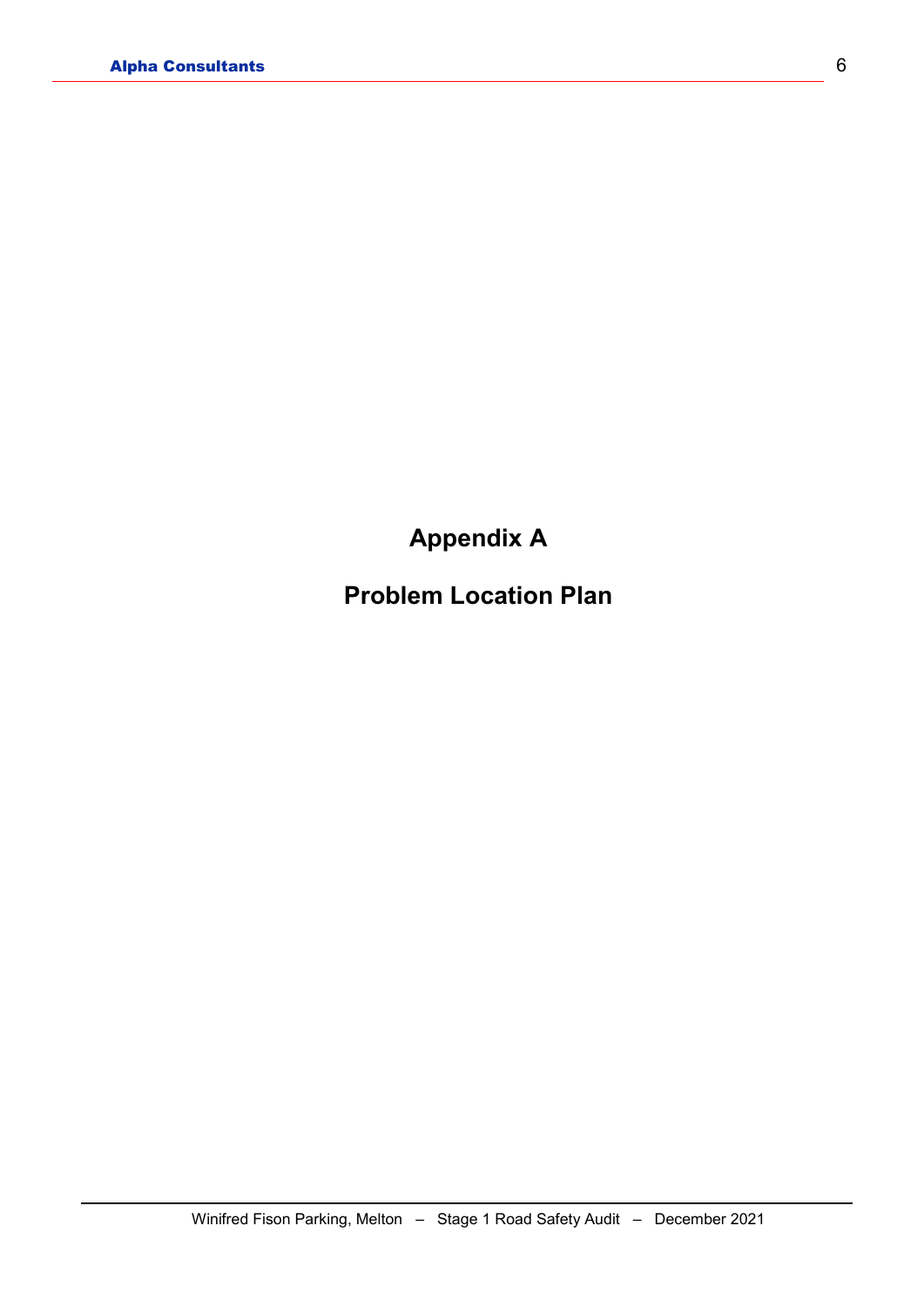# Appendix A

## Problem Location Plan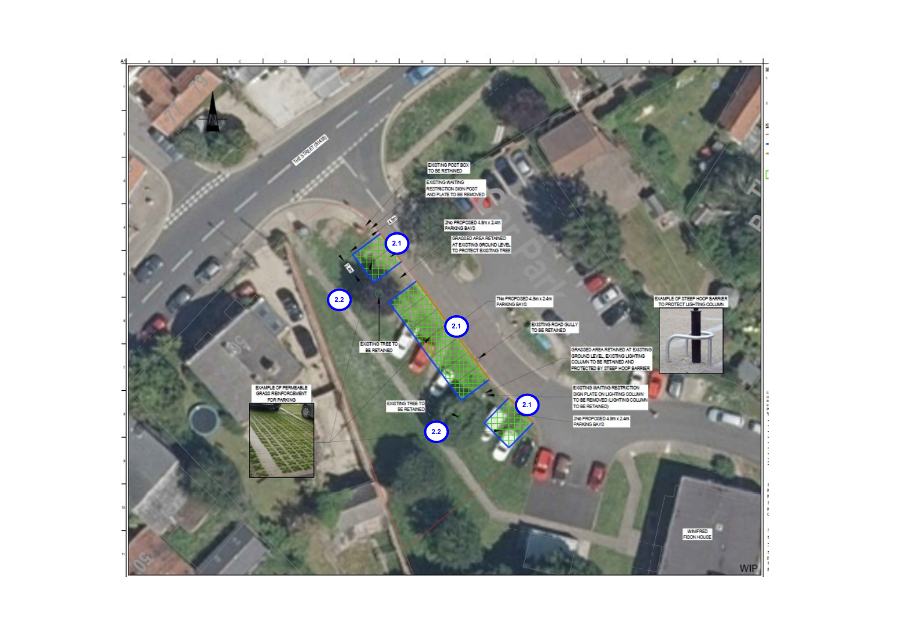THE STREET (B1430)

EXISTING POST BOX TO BE RETAINED

EXISTING WAITING RESTRICTION SIGN POST AND PLATE TO BE REMOVED

2No PROPOSED 4.8m x 2.4m PARKING BAYS

GRASSED AREA RETAINED AT EXISTING GROUND LEVEL TO PROTECT EXISTING TREE

7No PROPOSED 4.8m x 2.4m PARKING BAYS

EXISTING ROAD GULLY TO BE RETAINED

GRASSED AREA RETAINED AT EXISTING GROUND LEVEL, EXISTING LIGHTING COLUMN TO BE RETAINED AND PROTECTED BY STEEP HOOP BARRIER

EXISTING WAITING RESTRICTION SIGN PLATE ON LIGHTING COLUMN TO BE REMOVED (LIGHTING COLUMN TO BE RETAINED)

2No PROPOSED 4.8m x 2.4m PARKING BAYS

EXAMPLE OF STEEP HOOP BARRIER TO PROTECT LIGHTING COLUMN

EXISTING TREE TO BE RETAINED

EXISTING TREE TO BE RETAINED

EXAMPLE OF PERMEABLE GRASS REINFORCEMENT FOR PARKING

2.1

2.1

2.1

2.2

2.2

WINIFRED FISON HOUSE

WIP